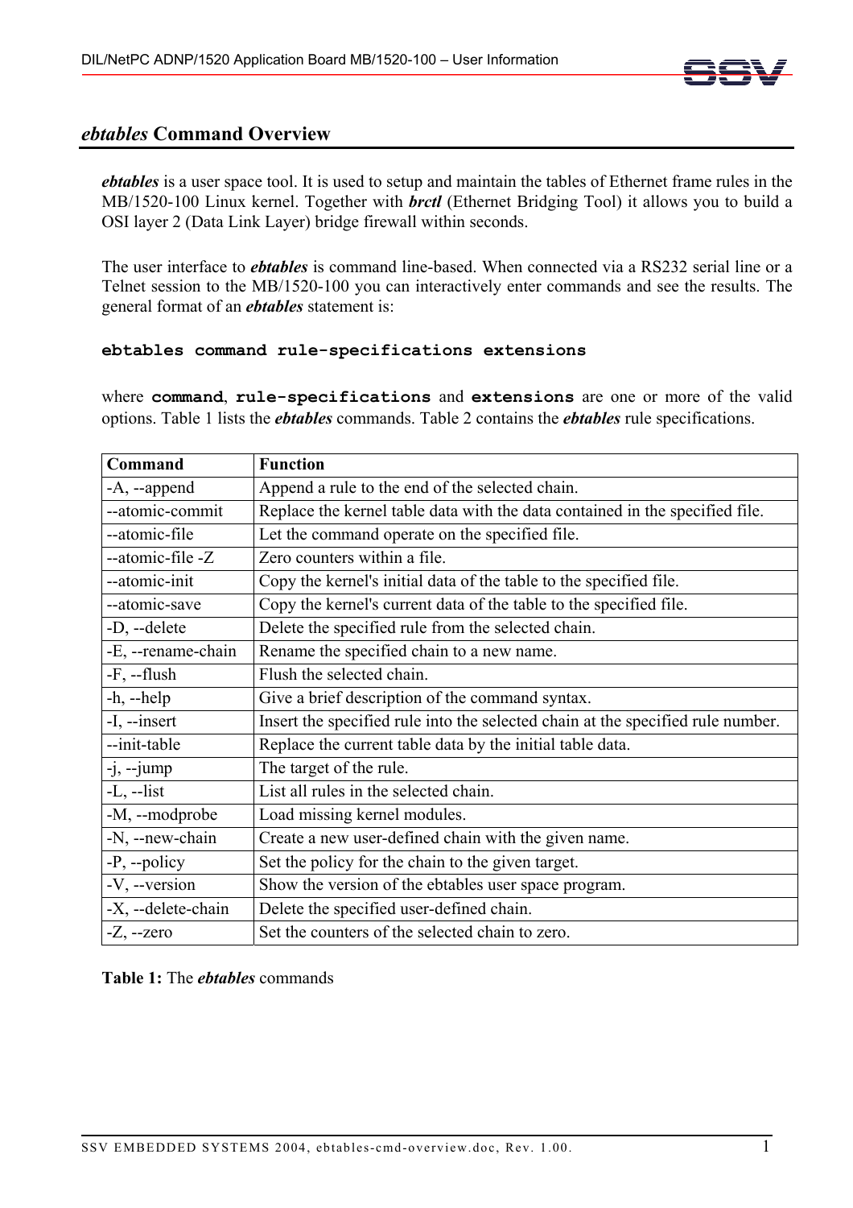## *ebtables* Command Overview

***ebtables*** is a user space tool. It is used to setup and maintain the tables of Ethernet frame rules in the MB/1520-100 Linux kernel. Together with ***brctl*** (Ethernet Bridging Tool) it allows you to build a OSI layer 2 (Data Link Layer) bridge firewall within seconds.

The user interface to ***ebtables*** is command line-based. When connected via a RS232 serial line or a Telnet session to the MB/1520-100 you can interactively enter commands and see the results. The general format of an ***ebtables*** statement is:

```
ebtables command rule-specifications extensions
```

where **`command`**, **`rule-specifications`** and **`extensions`** are one or more of the valid options. Table 1 lists the ***ebtables*** commands. Table 2 contains the ***ebtables*** rule specifications.

| Command | Function |
|---|---|
| -A, --append | Append a rule to the end of the selected chain. |
| --atomic-commit | Replace the kernel table data with the data contained in the specified file. |
| --atomic-file | Let the command operate on the specified file. |
| --atomic-file -Z | Zero counters within a file. |
| --atomic-init | Copy the kernel's initial data of the table to the specified file. |
| --atomic-save | Copy the kernel's current data of the table to the specified file. |
| -D, --delete | Delete the specified rule from the selected chain. |
| -E, --rename-chain | Rename the specified chain to a new name. |
| -F, --flush | Flush the selected chain. |
| -h, --help | Give a brief description of the command syntax. |
| -I, --insert | Insert the specified rule into the selected chain at the specified rule number. |
| --init-table | Replace the current table data by the initial table data. |
| -j, --jump | The target of the rule. |
| -L, --list | List all rules in the selected chain. |
| -M, --modprobe | Load missing kernel modules. |
| -N, --new-chain | Create a new user-defined chain with the given name. |
| -P, --policy | Set the policy for the chain to the given target. |
| -V, --version | Show the version of the ebtables user space program. |
| -X, --delete-chain | Delete the specified user-defined chain. |
| -Z, --zero | Set the counters of the selected chain to zero. |

**Table 1:** The ***ebtables*** commands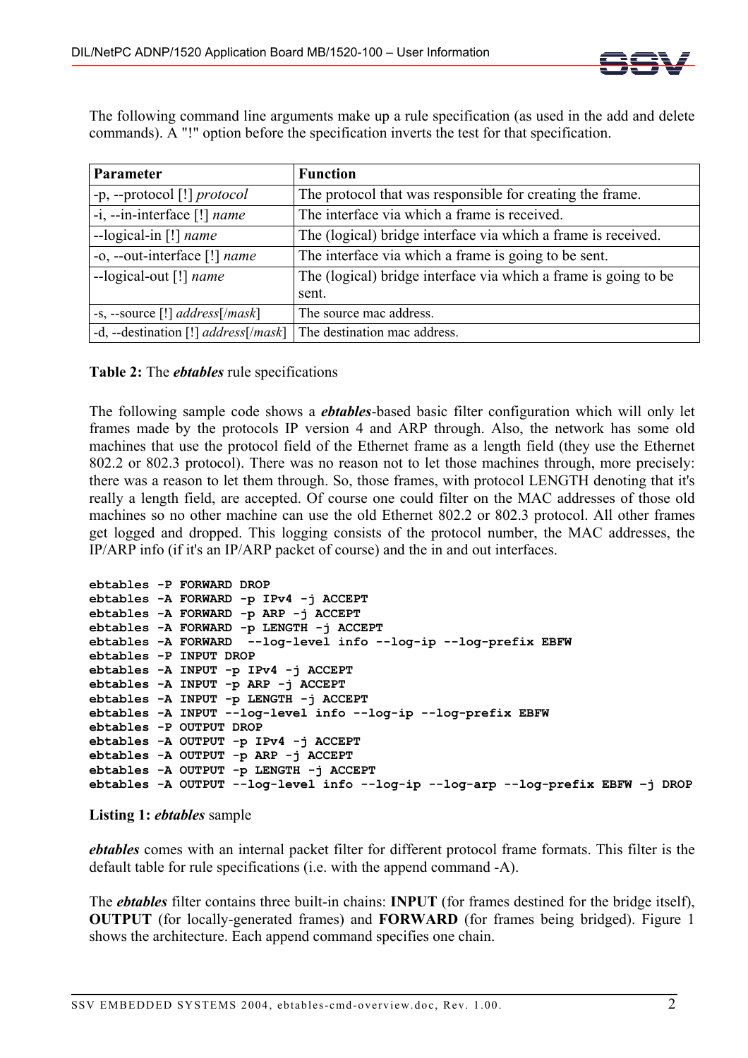The following command line arguments make up a rule specification (as used in the add and delete commands). A "!" option before the specification inverts the test for that specification.

| Parameter | Function |
|---|---|
| -p, --protocol [!] *protocol* | The protocol that was responsible for creating the frame. |
| -i, --in-interface [!] *name* | The interface via which a frame is received. |
| --logical-in [!] *name* | The (logical) bridge interface via which a frame is received. |
| -o, --out-interface [!] *name* | The interface via which a frame is going to be sent. |
| --logical-out [!] *name* | The (logical) bridge interface via which a frame is going to be sent. |
| -s, --source [!] *address*[/*mask*] | The source mac address. |
| -d, --destination [!] *address*[/*mask*] | The destination mac address. |

**Table 2:** The ***ebtables*** rule specifications

The following sample code shows a ***ebtables***-based basic filter configuration which will only let frames made by the protocols IP version 4 and ARP through. Also, the network has some old machines that use the protocol field of the Ethernet frame as a length field (they use the Ethernet 802.2 or 802.3 protocol). There was no reason not to let those machines through, more precisely: there was a reason to let them through. So, those frames, with protocol LENGTH denoting that it's really a length field, are accepted. Of course one could filter on the MAC addresses of those old machines so no other machine can use the old Ethernet 802.2 or 802.3 protocol. All other frames get logged and dropped. This logging consists of the protocol number, the MAC addresses, the IP/ARP info (if it's an IP/ARP packet of course) and the in and out interfaces.

```
ebtables -P FORWARD DROP
ebtables -A FORWARD -p IPv4 -j ACCEPT
ebtables -A FORWARD -p ARP -j ACCEPT
ebtables -A FORWARD -p LENGTH -j ACCEPT
ebtables -A FORWARD  --log-level info --log-ip --log-prefix EBFW
ebtables -P INPUT DROP
ebtables -A INPUT -p IPv4 -j ACCEPT
ebtables -A INPUT -p ARP -j ACCEPT
ebtables -A INPUT -p LENGTH -j ACCEPT
ebtables -A INPUT --log-level info --log-ip --log-prefix EBFW
ebtables -P OUTPUT DROP
ebtables -A OUTPUT -p IPv4 -j ACCEPT
ebtables -A OUTPUT -p ARP -j ACCEPT
ebtables -A OUTPUT -p LENGTH -j ACCEPT
ebtables -A OUTPUT --log-level info --log-ip --log-arp --log-prefix EBFW –j DROP
```

**Listing 1:** ***ebtables*** sample

***ebtables*** comes with an internal packet filter for different protocol frame formats. This filter is the default table for rule specifications (i.e. with the append command -A).

The ***ebtables*** filter contains three built-in chains: **INPUT** (for frames destined for the bridge itself), **OUTPUT** (for locally-generated frames) and **FORWARD** (for frames being bridged). Figure 1 shows the architecture. Each append command specifies one chain.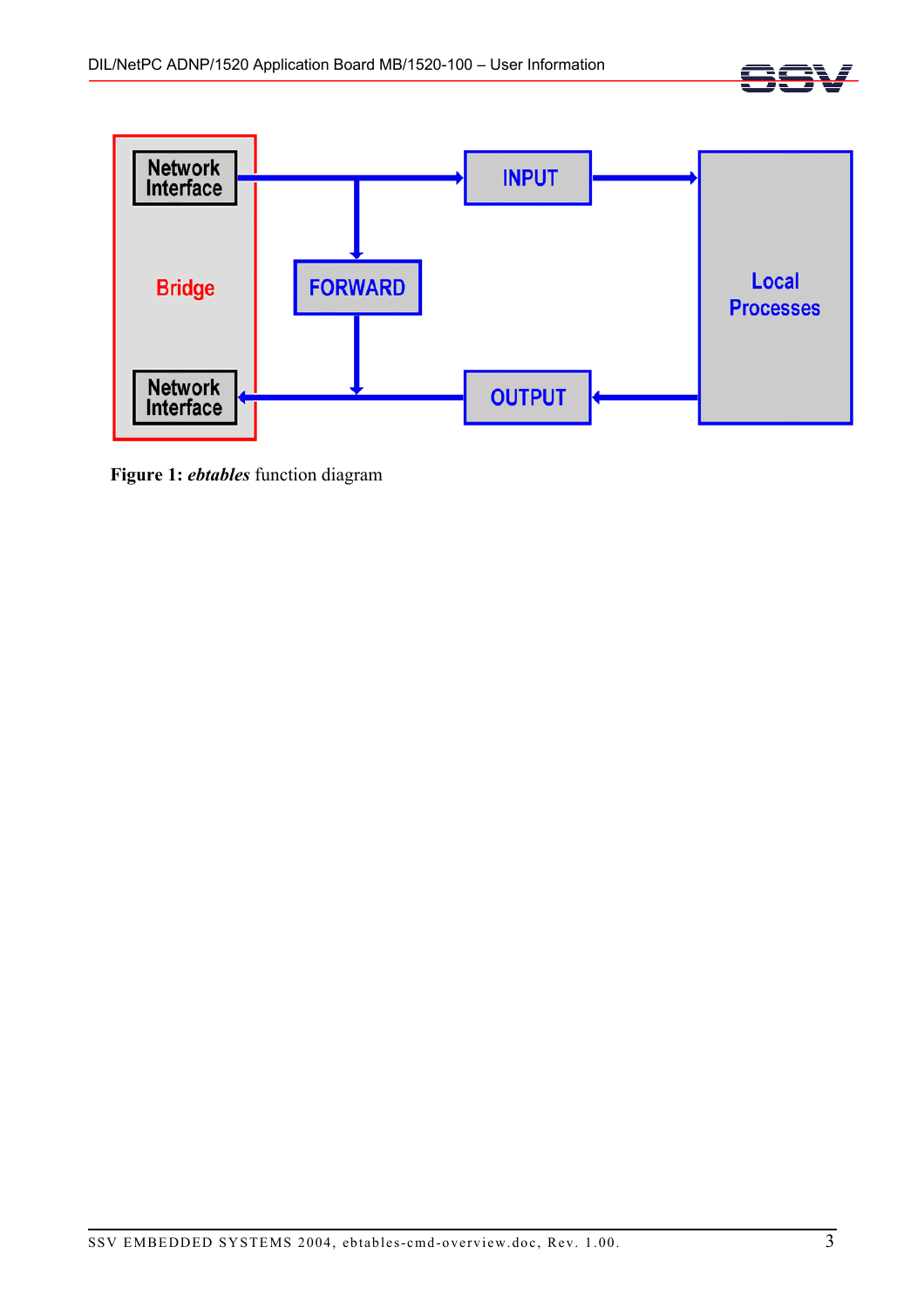Network Interface

Bridge

Network Interface

FORWARD

INPUT

OUTPUT

Local Processes

**Figure 1:** ***ebtables*** function diagram